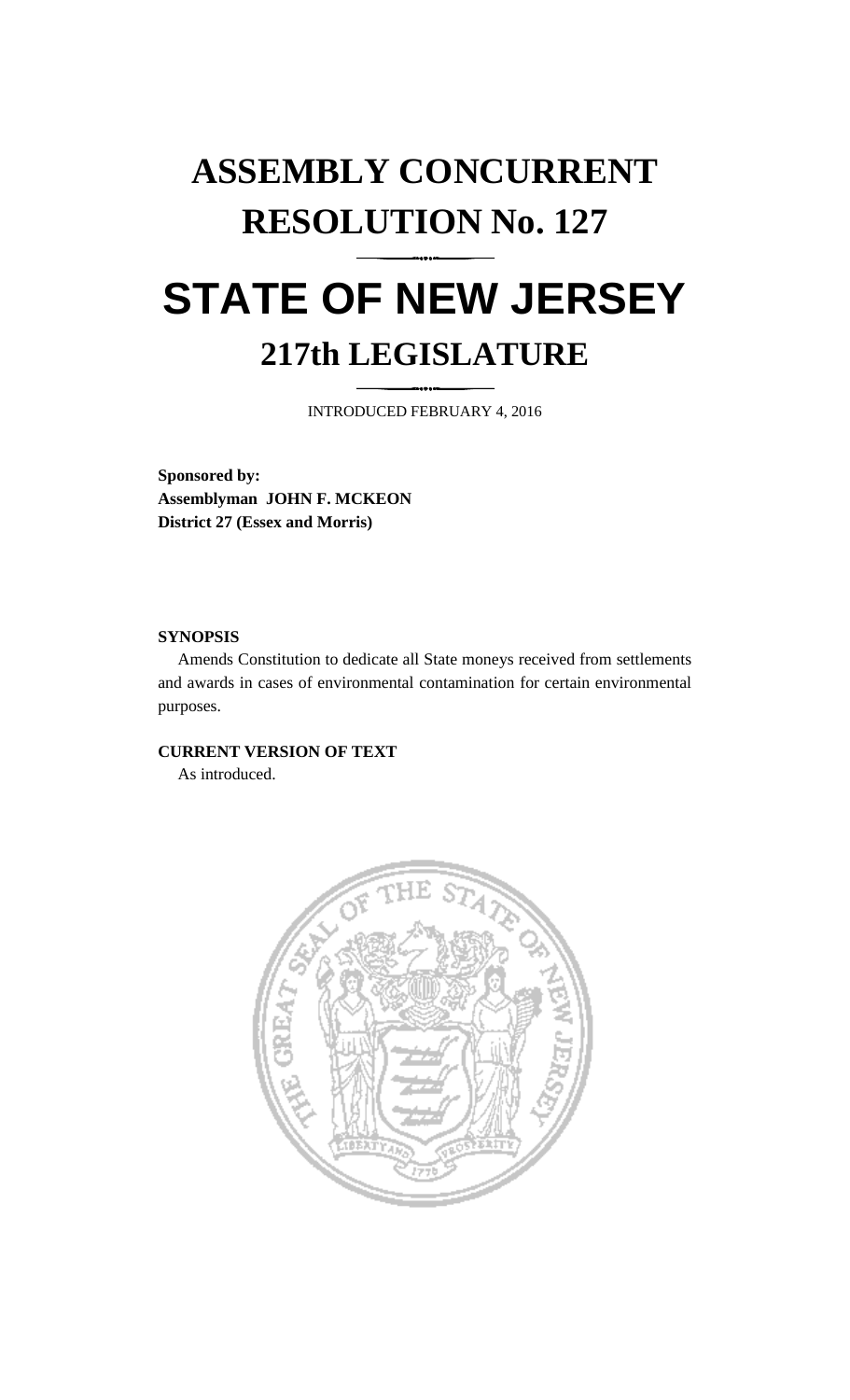# ASSEMBLY CONCURRENT RESOLUTION No. 127

# STATE OF NEW JERSEY

## 217th LEGISLATURE

INTRODUCED FEBRUARY 4, 2016

**Sponsored by:**
**Assemblyman JOHN F. MCKEON**
**District 27 (Essex and Morris)**

**SYNOPSIS**

Amends Constitution to dedicate all State moneys received from settlements and awards in cases of environmental contamination for certain environmental purposes.

**CURRENT VERSION OF TEXT**

As introduced.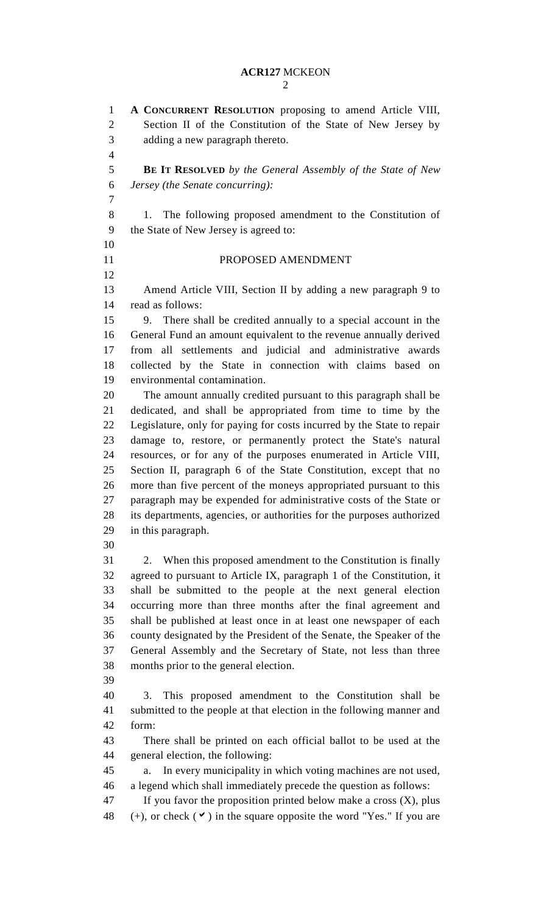**A CONCURRENT RESOLUTION** proposing to amend Article VIII, Section II of the Constitution of the State of New Jersey by adding a new paragraph thereto.

**BE IT RESOLVED** *by the General Assembly of the State of New Jersey (the Senate concurring):*

1. The following proposed amendment to the Constitution of the State of New Jersey is agreed to:

PROPOSED AMENDMENT

Amend Article VIII, Section II by adding a new paragraph 9 to read as follows:

9. There shall be credited annually to a special account in the General Fund an amount equivalent to the revenue annually derived from all settlements and judicial and administrative awards collected by the State in connection with claims based on environmental contamination.

The amount annually credited pursuant to this paragraph shall be dedicated, and shall be appropriated from time to time by the Legislature, only for paying for costs incurred by the State to repair damage to, restore, or permanently protect the State's natural resources, or for any of the purposes enumerated in Article VIII, Section II, paragraph 6 of the State Constitution, except that no more than five percent of the moneys appropriated pursuant to this paragraph may be expended for administrative costs of the State or its departments, agencies, or authorities for the purposes authorized in this paragraph.

2. When this proposed amendment to the Constitution is finally agreed to pursuant to Article IX, paragraph 1 of the Constitution, it shall be submitted to the people at the next general election occurring more than three months after the final agreement and shall be published at least once in at least one newspaper of each county designated by the President of the Senate, the Speaker of the General Assembly and the Secretary of State, not less than three months prior to the general election.

3. This proposed amendment to the Constitution shall be submitted to the people at that election in the following manner and form:

There shall be printed on each official ballot to be used at the general election, the following:

a. In every municipality in which voting machines are not used, a legend which shall immediately precede the question as follows:

If you favor the proposition printed below make a cross (X), plus (+), or check (✔) in the square opposite the word "Yes." If you are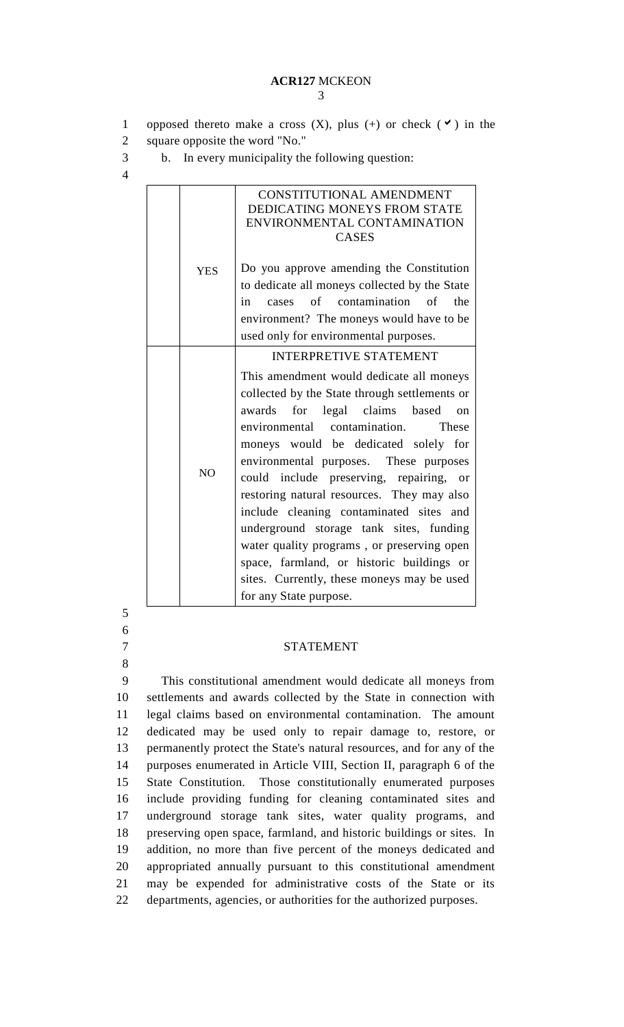opposed thereto make a cross (X), plus (+) or check (✔) in the square opposite the word "No."

b. In every municipality the following question:

| | | |
|---|---|---|
| | YES | CONSTITUTIONAL AMENDMENT DEDICATING MONEYS FROM STATE ENVIRONMENTAL CONTAMINATION CASES<br><br>Do you approve amending the Constitution to dedicate all moneys collected by the State in cases of contamination of the environment? The moneys would have to be used only for environmental purposes. |
| | NO | INTERPRETIVE STATEMENT<br><br>This amendment would dedicate all moneys collected by the State through settlements or awards for legal claims based on environmental contamination. These moneys would be dedicated solely for environmental purposes. These purposes could include preserving, repairing, or restoring natural resources. They may also include cleaning contaminated sites and underground storage tank sites, funding water quality programs , or preserving open space, farmland, or historic buildings or sites. Currently, these moneys may be used for any State purpose. |

## STATEMENT

This constitutional amendment would dedicate all moneys from settlements and awards collected by the State in connection with legal claims based on environmental contamination. The amount dedicated may be used only to repair damage to, restore, or permanently protect the State's natural resources, and for any of the purposes enumerated in Article VIII, Section II, paragraph 6 of the State Constitution. Those constitutionally enumerated purposes include providing funding for cleaning contaminated sites and underground storage tank sites, water quality programs, and preserving open space, farmland, and historic buildings or sites. In addition, no more than five percent of the moneys dedicated and appropriated annually pursuant to this constitutional amendment may be expended for administrative costs of the State or its departments, agencies, or authorities for the authorized purposes.